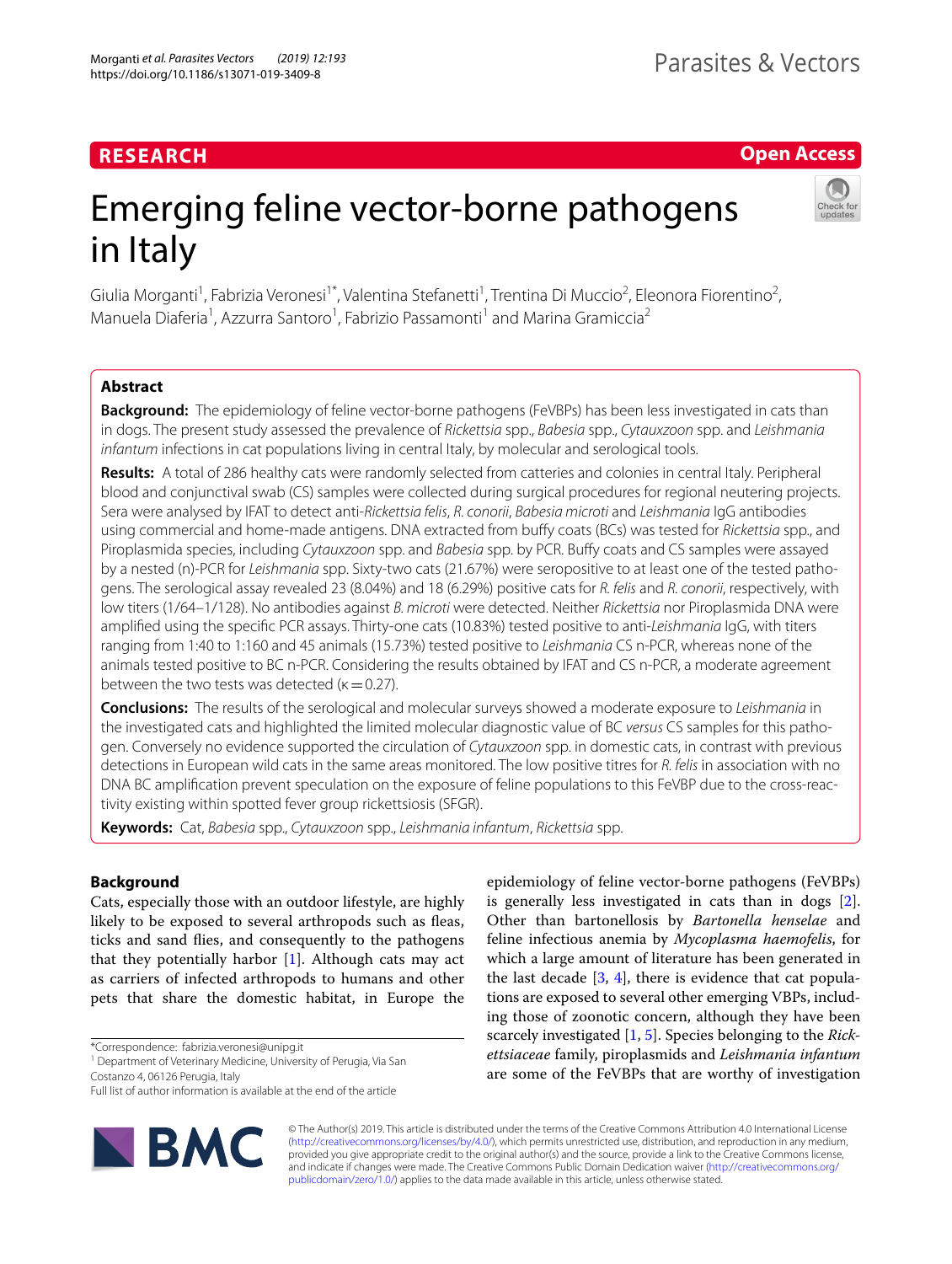**RESEARCH** **Open Access**

# Emerging feline vector-borne pathogens in Italy

Giulia Morganti[1], Fabrizia Veronesi[1*], Valentina Stefanetti[1], Trentina Di Muccio[2], Eleonora Fiorentino[2], Manuela Diaferia[1], Azzurra Santoro[1], Fabrizio Passamonti[1] and Marina Gramiccia[2]

## Abstract

**Background:** The epidemiology of feline vector-borne pathogens (FeVBPs) has been less investigated in cats than in dogs. The present study assessed the prevalence of *Rickettsia* spp., *Babesia* spp., *Cytauxzoon* spp. and *Leishmania infantum* infections in cat populations living in central Italy, by molecular and serological tools.

**Results:** A total of 286 healthy cats were randomly selected from catteries and colonies in central Italy. Peripheral blood and conjunctival swab (CS) samples were collected during surgical procedures for regional neutering projects. Sera were analysed by IFAT to detect anti-*Rickettsia felis*, *R. conorii*, *Babesia microti* and *Leishmania* IgG antibodies using commercial and home-made antigens. DNA extracted from buffy coats (BCs) was tested for *Rickettsia* spp., and Piroplasmida species, including *Cytauxzoon* spp. and *Babesia* spp. by PCR. Buffy coats and CS samples were assayed by a nested (n)-PCR for *Leishmania* spp. Sixty-two cats (21.67%) were seropositive to at least one of the tested pathogens. The serological assay revealed 23 (8.04%) and 18 (6.29%) positive cats for *R. felis* and *R. conorii*, respectively, with low titers (1/64–1/128). No antibodies against *B. microti* were detected. Neither *Rickettsia* nor Piroplasmida DNA were amplified using the specific PCR assays. Thirty-one cats (10.83%) tested positive to anti-*Leishmania* IgG, with titers ranging from 1:40 to 1:160 and 45 animals (15.73%) tested positive to *Leishmania* CS n-PCR, whereas none of the animals tested positive to BC n-PCR. Considering the results obtained by IFAT and CS n-PCR, a moderate agreement between the two tests was detected (κ = 0.27).

**Conclusions:** The results of the serological and molecular surveys showed a moderate exposure to *Leishmania* in the investigated cats and highlighted the limited molecular diagnostic value of BC *versus* CS samples for this pathogen. Conversely no evidence supported the circulation of *Cytauxzoon* spp. in domestic cats, in contrast with previous detections in European wild cats in the same areas monitored. The low positive titres for *R. felis* in association with no DNA BC amplification prevent speculation on the exposure of feline populations to this FeVBP due to the cross-reactivity existing within spotted fever group rickettsiosis (SFGR).

**Keywords:** Cat, *Babesia* spp., *Cytauxzoon* spp., *Leishmania infantum*, *Rickettsia* spp.

## Background

Cats, especially those with an outdoor lifestyle, are highly likely to be exposed to several arthropods such as fleas, ticks and sand flies, and consequently to the pathogens that they potentially harbor [1]. Although cats may act as carriers of infected arthropods to humans and other pets that share the domestic habitat, in Europe the epidemiology of feline vector-borne pathogens (FeVBPs) is generally less investigated in cats than in dogs [2]. Other than bartonellosis by *Bartonella henselae* and feline infectious anemia by *Mycoplasma haemofelis*, for which a large amount of literature has been generated in the last decade [3, 4], there is evidence that cat populations are exposed to several other emerging VBPs, including those of zoonotic concern, although they have been scarcely investigated [1, 5]. Species belonging to the *Rickettsiaceae* family, piroplasmids and *Leishmania infantum* are some of the FeVBPs that are worthy of investigation

*Correspondence: fabrizia.veronesi@unipg.it
[1] Department of Veterinary Medicine, University of Perugia, Via San Costanzo 4, 06126 Perugia, Italy
Full list of author information is available at the end of the article

© The Author(s) 2019. This article is distributed under the terms of the Creative Commons Attribution 4.0 International License (http://creativecommons.org/licenses/by/4.0/), which permits unrestricted use, distribution, and reproduction in any medium, provided you give appropriate credit to the original author(s) and the source, provide a link to the Creative Commons license, and indicate if changes were made. The Creative Commons Public Domain Dedication waiver (http://creativecommons.org/publicdomain/zero/1.0/) applies to the data made available in this article, unless otherwise stated.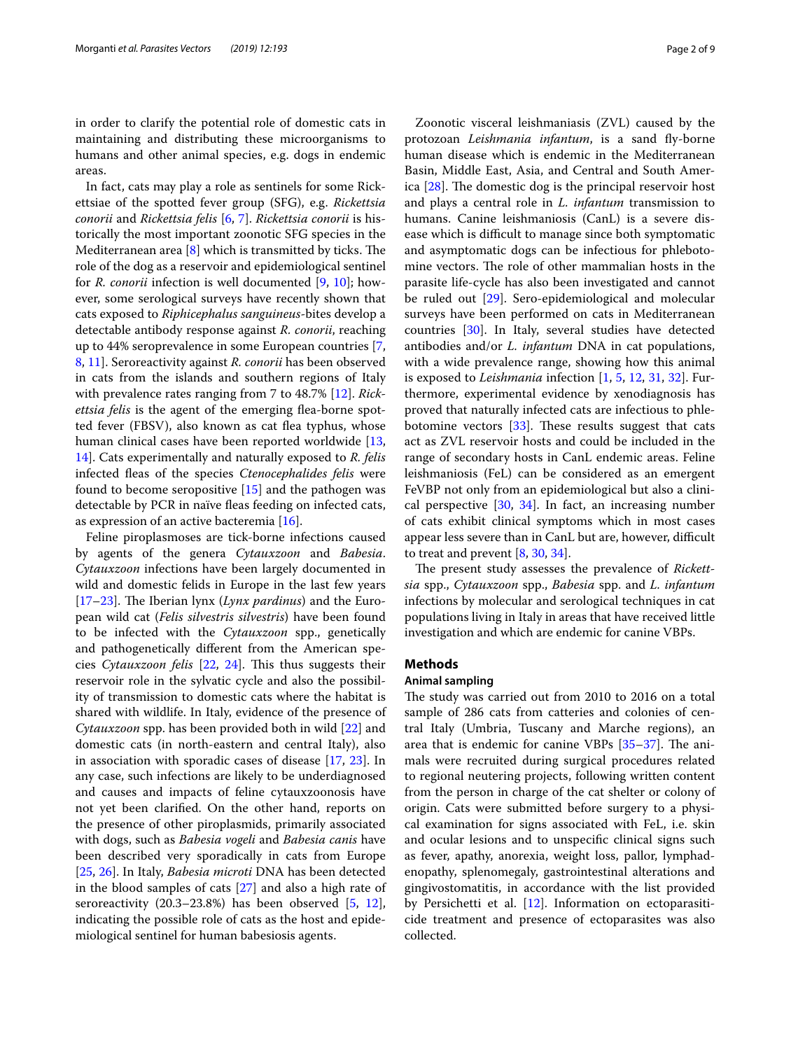in order to clarify the potential role of domestic cats in maintaining and distributing these microorganisms to humans and other animal species, e.g. dogs in endemic areas.

In fact, cats may play a role as sentinels for some Rickettsiae of the spotted fever group (SFG), e.g. *Rickettsia conorii* and *Rickettsia felis* [6, 7]. *Rickettsia conorii* is historically the most important zoonotic SFG species in the Mediterranean area [8] which is transmitted by ticks. The role of the dog as a reservoir and epidemiological sentinel for *R. conorii* infection is well documented [9, 10]; however, some serological surveys have recently shown that cats exposed to *Riphicephalus sanguineus*-bites develop a detectable antibody response against *R. conorii*, reaching up to 44% seroprevalence in some European countries [7, 8, 11]. Seroreactivity against *R. conorii* has been observed in cats from the islands and southern regions of Italy with prevalence rates ranging from 7 to 48.7% [12]. *Rickettsia felis* is the agent of the emerging flea-borne spotted fever (FBSV), also known as cat flea typhus, whose human clinical cases have been reported worldwide [13, 14]. Cats experimentally and naturally exposed to *R. felis* infected fleas of the species *Ctenocephalides felis* were found to become seropositive [15] and the pathogen was detectable by PCR in naïve fleas feeding on infected cats, as expression of an active bacteremia [16].

Feline piroplasmoses are tick-borne infections caused by agents of the genera *Cytauxzoon* and *Babesia*. *Cytauxzoon* infections have been largely documented in wild and domestic felids in Europe in the last few years [17–23]. The Iberian lynx (*Lynx pardinus*) and the European wild cat (*Felis silvestris silvestris*) have been found to be infected with the *Cytauxzoon* spp., genetically and pathogenetically different from the American species *Cytauxzoon felis* [22, 24]. This thus suggests their reservoir role in the sylvatic cycle and also the possibility of transmission to domestic cats where the habitat is shared with wildlife. In Italy, evidence of the presence of *Cytauxzoon* spp. has been provided both in wild [22] and domestic cats (in north-eastern and central Italy), also in association with sporadic cases of disease [17, 23]. In any case, such infections are likely to be underdiagnosed and causes and impacts of feline cytauxzoonosis have not yet been clarified. On the other hand, reports on the presence of other piroplasmids, primarily associated with dogs, such as *Babesia vogeli* and *Babesia canis* have been described very sporadically in cats from Europe [25, 26]. In Italy, *Babesia microti* DNA has been detected in the blood samples of cats [27] and also a high rate of seroreactivity (20.3–23.8%) has been observed [5, 12], indicating the possible role of cats as the host and epidemiological sentinel for human babesiosis agents.

Zoonotic visceral leishmaniasis (ZVL) caused by the protozoan *Leishmania infantum*, is a sand fly-borne human disease which is endemic in the Mediterranean Basin, Middle East, Asia, and Central and South America [28]. The domestic dog is the principal reservoir host and plays a central role in *L. infantum* transmission to humans. Canine leishmaniosis (CanL) is a severe disease which is difficult to manage since both symptomatic and asymptomatic dogs can be infectious for phlebotomine vectors. The role of other mammalian hosts in the parasite life-cycle has also been investigated and cannot be ruled out [29]. Sero-epidemiological and molecular surveys have been performed on cats in Mediterranean countries [30]. In Italy, several studies have detected antibodies and/or *L. infantum* DNA in cat populations, with a wide prevalence range, showing how this animal is exposed to *Leishmania* infection [1, 5, 12, 31, 32]. Furthermore, experimental evidence by xenodiagnosis has proved that naturally infected cats are infectious to phlebotomine vectors [33]. These results suggest that cats act as ZVL reservoir hosts and could be included in the range of secondary hosts in CanL endemic areas. Feline leishmaniosis (FeL) can be considered as an emergent FeVBP not only from an epidemiological but also a clinical perspective [30, 34]. In fact, an increasing number of cats exhibit clinical symptoms which in most cases appear less severe than in CanL but are, however, difficult to treat and prevent [8, 30, 34].

The present study assesses the prevalence of *Rickettsia* spp., *Cytauxzoon* spp., *Babesia* spp. and *L. infantum* infections by molecular and serological techniques in cat populations living in Italy in areas that have received little investigation and which are endemic for canine VBPs.

## Methods

### Animal sampling

The study was carried out from 2010 to 2016 on a total sample of 286 cats from catteries and colonies of central Italy (Umbria, Tuscany and Marche regions), an area that is endemic for canine VBPs [35–37]. The animals were recruited during surgical procedures related to regional neutering projects, following written content from the person in charge of the cat shelter or colony of origin. Cats were submitted before surgery to a physical examination for signs associated with FeL, i.e. skin and ocular lesions and to unspecific clinical signs such as fever, apathy, anorexia, weight loss, pallor, lymphadenopathy, splenomegaly, gastrointestinal alterations and gingivostomatitis, in accordance with the list provided by Persichetti et al. [12]. Information on ectoparasiticide treatment and presence of ectoparasites was also collected.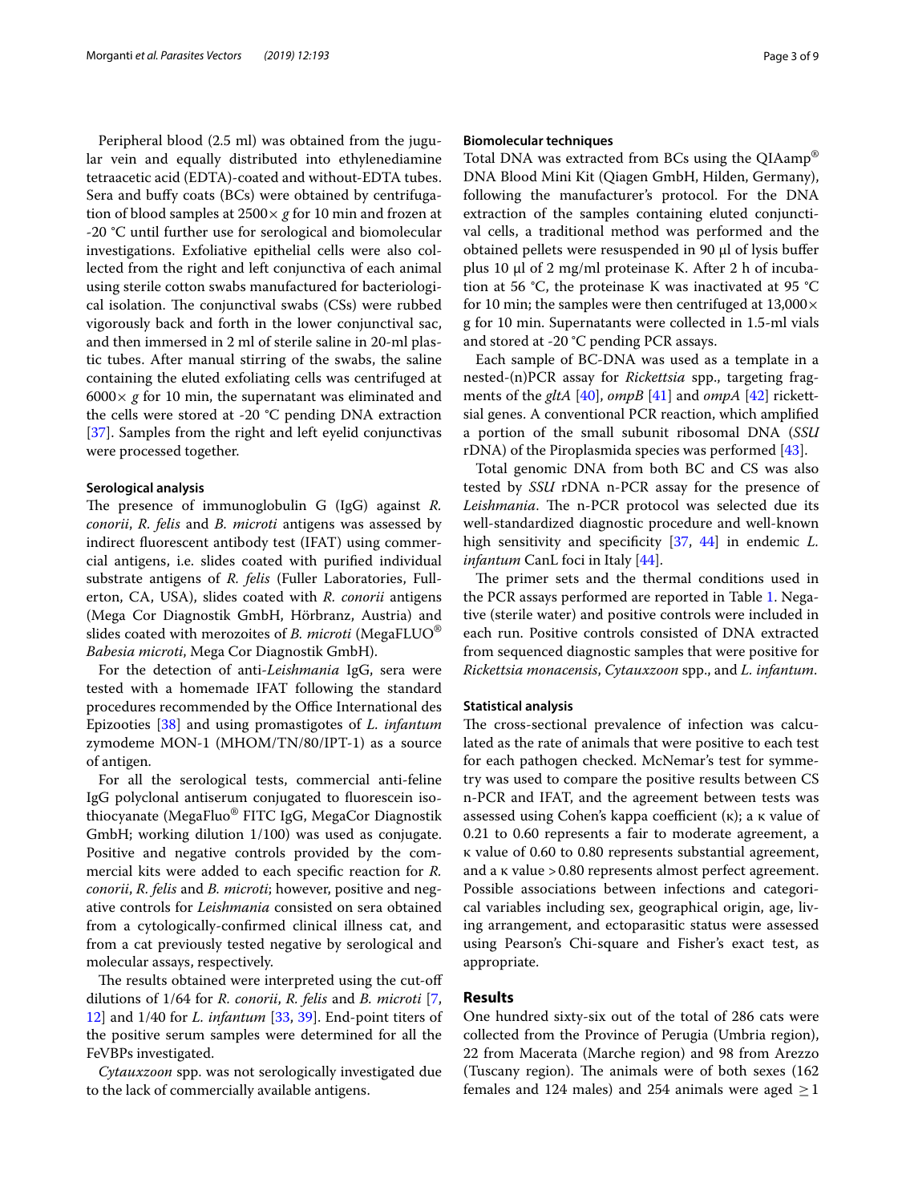Peripheral blood (2.5 ml) was obtained from the jugular vein and equally distributed into ethylenediamine tetraacetic acid (EDTA)-coated and without-EDTA tubes. Sera and buffy coats (BCs) were obtained by centrifugation of blood samples at 2500× *g* for 10 min and frozen at -20 °C until further use for serological and biomolecular investigations. Exfoliative epithelial cells were also collected from the right and left conjunctiva of each animal using sterile cotton swabs manufactured for bacteriological isolation. The conjunctival swabs (CSs) were rubbed vigorously back and forth in the lower conjunctival sac, and then immersed in 2 ml of sterile saline in 20-ml plastic tubes. After manual stirring of the swabs, the saline containing the eluted exfoliating cells was centrifuged at 6000× *g* for 10 min, the supernatant was eliminated and the cells were stored at -20 °C pending DNA extraction [37]. Samples from the right and left eyelid conjunctivas were processed together.

#### Serological analysis

The presence of immunoglobulin G (IgG) against *R. conorii*, *R. felis* and *B. microti* antigens was assessed by indirect fluorescent antibody test (IFAT) using commercial antigens, i.e. slides coated with purified individual substrate antigens of *R. felis* (Fuller Laboratories, Fullerton, CA, USA), slides coated with *R. conorii* antigens (Mega Cor Diagnostik GmbH, Hörbranz, Austria) and slides coated with merozoites of *B. microti* (MegaFLUO® *Babesia microti*, Mega Cor Diagnostik GmbH).

For the detection of anti-*Leishmania* IgG, sera were tested with a homemade IFAT following the standard procedures recommended by the Office International des Epizooties [38] and using promastigotes of *L. infantum* zymodeme MON-1 (MHOM/TN/80/IPT-1) as a source of antigen.

For all the serological tests, commercial anti-feline IgG polyclonal antiserum conjugated to fluorescein isothiocyanate (MegaFluo® FITC IgG, MegaCor Diagnostik GmbH; working dilution 1/100) was used as conjugate. Positive and negative controls provided by the commercial kits were added to each specific reaction for *R. conorii*, *R. felis* and *B. microti*; however, positive and negative controls for *Leishmania* consisted on sera obtained from a cytologically-confirmed clinical illness cat, and from a cat previously tested negative by serological and molecular assays, respectively.

The results obtained were interpreted using the cut-off dilutions of 1/64 for *R. conorii*, *R. felis* and *B. microti* [7, 12] and 1/40 for *L. infantum* [33, 39]. End-point titers of the positive serum samples were determined for all the FeVBPs investigated.

*Cytauxzoon* spp. was not serologically investigated due to the lack of commercially available antigens.

#### Biomolecular techniques

Total DNA was extracted from BCs using the QIAamp® DNA Blood Mini Kit (Qiagen GmbH, Hilden, Germany), following the manufacturer's protocol. For the DNA extraction of the samples containing eluted conjunctival cells, a traditional method was performed and the obtained pellets were resuspended in 90 µl of lysis buffer plus 10 µl of 2 mg/ml proteinase K. After 2 h of incubation at 56 °C, the proteinase K was inactivated at 95 °C for 10 min; the samples were then centrifuged at 13,000× g for 10 min. Supernatants were collected in 1.5-ml vials and stored at -20 °C pending PCR assays.

Each sample of BC-DNA was used as a template in a nested-(n)PCR assay for *Rickettsia* spp., targeting fragments of the *gltA* [40], *ompB* [41] and *ompA* [42] rickettsial genes. A conventional PCR reaction, which amplified a portion of the small subunit ribosomal DNA (*SSU* rDNA) of the Piroplasmida species was performed [43].

Total genomic DNA from both BC and CS was also tested by *SSU* rDNA n-PCR assay for the presence of *Leishmania*. The n-PCR protocol was selected due its well-standardized diagnostic procedure and well-known high sensitivity and specificity [37, 44] in endemic *L. infantum* CanL foci in Italy [44].

The primer sets and the thermal conditions used in the PCR assays performed are reported in Table 1. Negative (sterile water) and positive controls were included in each run. Positive controls consisted of DNA extracted from sequenced diagnostic samples that were positive for *Rickettsia monacensis*, *Cytauxzoon* spp., and *L. infantum*.

#### Statistical analysis

The cross-sectional prevalence of infection was calculated as the rate of animals that were positive to each test for each pathogen checked. McNemar's test for symmetry was used to compare the positive results between CS n-PCR and IFAT, and the agreement between tests was assessed using Cohen's kappa coefficient (κ); a κ value of 0.21 to 0.60 represents a fair to moderate agreement, a κ value of 0.60 to 0.80 represents substantial agreement, and a κ value > 0.80 represents almost perfect agreement. Possible associations between infections and categorical variables including sex, geographical origin, age, living arrangement, and ectoparasitic status were assessed using Pearson's Chi-square and Fisher's exact test, as appropriate.

## Results

One hundred sixty-six out of the total of 286 cats were collected from the Province of Perugia (Umbria region), 22 from Macerata (Marche region) and 98 from Arezzo (Tuscany region). The animals were of both sexes (162 females and 124 males) and 254 animals were aged $\geq 1$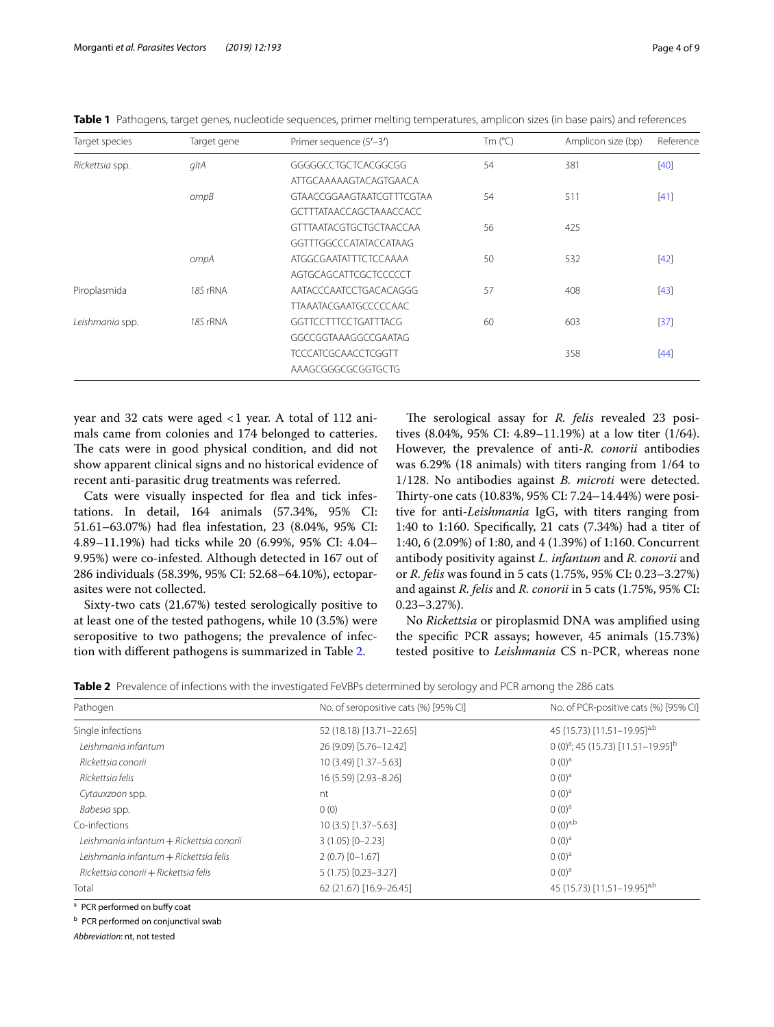**Table 1** Pathogens, target genes, nucleotide sequences, primer melting temperatures, amplicon sizes (in base pairs) and references

| Target species | Target gene | Primer sequence (5′–3′) | Tm (°C) | Amplicon size (bp) | Reference |
|---|---|---|---|---|---|
| *Rickettsia* spp. | *gltA* | GGGGGCCTGCTCACGGCGG | 54 | 381 | [40] |
| | | ATTGCAAAAAGTACAGTGAACA | | | |
| | *ompB* | GTAACCGGAAGTAATCGTTTCGTAA | 54 | 511 | [41] |
| | | GCTTTATAACCAGCTAAACCACC | | | |
| | | GTTTAATACGTGCTGCTAACCAA | 56 | 425 | |
| | | GGTTTGGCCCATATACCATAAG | | | |
| | *ompA* | ATGGCGAATATTTCTCCAAAA | 50 | 532 | [42] |
| | | AGTGCAGCATTCGCTCCCCCT | | | |
| Piroplasmida | *18S* rRNA | AATACCCAATCCTGACACAGGG | 57 | 408 | [43] |
| | | TTAAATACGAATGCCCCCAAC | | | |
| *Leishmania* spp. | *18S* rRNA | GGTTCCTTTCCTGATTTACG | 60 | 603 | [37] |
| | | GGCCGGTAAAGGCCGAATAG | | | |
| | | TCCCATCGCAACCTCGGTT | | 358 | [44] |
| | | AAAGCGGGCGCGGTGCTG | | | |

year and 32 cats were aged <1 year. A total of 112 animals came from colonies and 174 belonged to catteries. The cats were in good physical condition, and did not show apparent clinical signs and no historical evidence of recent anti-parasitic drug treatments was referred.

Cats were visually inspected for flea and tick infestations. In detail, 164 animals (57.34%, 95% CI: 51.61–63.07%) had flea infestation, 23 (8.04%, 95% CI: 4.89–11.19%) had ticks while 20 (6.99%, 95% CI: 4.04–9.95%) were co-infested. Although detected in 167 out of 286 individuals (58.39%, 95% CI: 52.68–64.10%), ectoparasites were not collected.

Sixty-two cats (21.67%) tested serologically positive to at least one of the tested pathogens, while 10 (3.5%) were seropositive to two pathogens; the prevalence of infection with different pathogens is summarized in Table 2.

The serological assay for *R. felis* revealed 23 positives (8.04%, 95% CI: 4.89–11.19%) at a low titer (1/64). However, the prevalence of anti-*R. conorii* antibodies was 6.29% (18 animals) with titers ranging from 1/64 to 1/128. No antibodies against *B. microti* were detected. Thirty-one cats (10.83%, 95% CI: 7.24–14.44%) were positive for anti-*Leishmania* IgG, with titers ranging from 1:40 to 1:160. Specifically, 21 cats (7.34%) had a titer of 1:40, 6 (2.09%) of 1:80, and 4 (1.39%) of 1:160. Concurrent antibody positivity against *L. infantum* and *R. conorii* and or *R. felis* was found in 5 cats (1.75%, 95% CI: 0.23–3.27%) and against *R. felis* and *R. conorii* in 5 cats (1.75%, 95% CI: 0.23–3.27%).

No *Rickettsia* or piroplasmid DNA was amplified using the specific PCR assays; however, 45 animals (15.73%) tested positive to *Leishmania* CS n-PCR, whereas none

**Table 2** Prevalence of infections with the investigated FeVBPs determined by serology and PCR among the 286 cats

| Pathogen | No. of seropositive cats (%) [95% CI] | No. of PCR-positive cats (%) [95% CI] |
|---|---|---|
| Single infections | 52 (18.18) [13.71–22.65] | 45 (15.73) [11.51–19.95][a,b] |
| *Leishmania infantum* | 26 (9.09) [5.76–12.42] | 0 (0)[a]; 45 (15.73) [11.51–19.95][b] |
| *Rickettsia conorii* | 10 (3.49) [1.37–5.63] | 0 (0)[a] |
| *Rickettsia felis* | 16 (5.59) [2.93–8.26] | 0 (0)[a] |
| *Cytauxzoon* spp. | nt | 0 (0)[a] |
| *Babesia* spp. | 0 (0) | 0 (0)[a] |
| Co-infections | 10 (3.5) [1.37–5.63] | 0 (0)[a,b] |
| *Leishmania infantum* + *Rickettsia conorii* | 3 (1.05) [0–2.23] | 0 (0)[a] |
| *Leishmania infantum* + *Rickettsia felis* | 2 (0.7) [0–1.67] | 0 (0)[a] |
| *Rickettsia conorii* + *Rickettsia felis* | 5 (1.75) [0.23–3.27] | 0 (0)[a] |
| Total | 62 (21.67) [16.9–26.45] | 45 (15.73) [11.51–19.95][a,b] |

[a] PCR performed on buffy coat

[b] PCR performed on conjunctival swab

*Abbreviation*: nt, not tested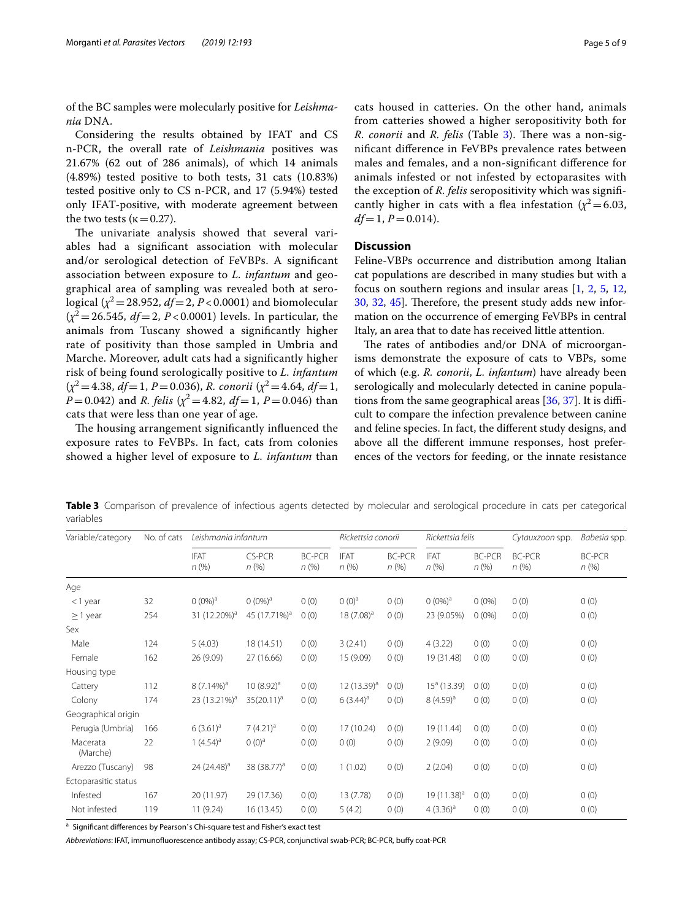of the BC samples were molecularly positive for *Leishmania* DNA.

Considering the results obtained by IFAT and CS n-PCR, the overall rate of *Leishmania* positives was 21.67% (62 out of 286 animals), of which 14 animals (4.89%) tested positive to both tests, 31 cats (10.83%) tested positive only to CS n-PCR, and 17 (5.94%) tested only IFAT-positive, with moderate agreement between the two tests ($\kappa = 0.27$).

The univariate analysis showed that several variables had a significant association with molecular and/or serological detection of FeVBPs. A significant association between exposure to *L. infantum* and geographical area of sampling was revealed both at serological ($\chi^2 = 28.952$, $df = 2$, $P < 0.0001$) and biomolecular ($\chi^2 = 26.545$, $df = 2$, $P < 0.0001$) levels. In particular, the animals from Tuscany showed a significantly higher rate of positivity than those sampled in Umbria and Marche. Moreover, adult cats had a significantly higher risk of being found serologically positive to *L. infantum* ($\chi^2 = 4.38$, $df = 1$, $P = 0.036$), *R. conorii* ($\chi^2 = 4.64$, $df = 1$, $P = 0.042$) and *R. felis* ($\chi^2 = 4.82$, $df = 1$, $P = 0.046$) than cats that were less than one year of age.

The housing arrangement significantly influenced the exposure rates to FeVBPs. In fact, cats from colonies showed a higher level of exposure to *L. infantum* than cats housed in catteries. On the other hand, animals from catteries showed a higher seropositivity both for *R. conorii* and *R. felis* (Table 3). There was a non-significant difference in FeVBPs prevalence rates between males and females, and a non-significant difference for animals infested or not infested by ectoparasites with the exception of *R. felis* seropositivity which was significantly higher in cats with a flea infestation ($\chi^2 = 6.03$, $df = 1$, $P = 0.014$).

## Discussion

Feline-VBPs occurrence and distribution among Italian cat populations are described in many studies but with a focus on southern regions and insular areas [1, 2, 5, 12, 30, 32, 45]. Therefore, the present study adds new information on the occurrence of emerging FeVBPs in central Italy, an area that to date has received little attention.

The rates of antibodies and/or DNA of microorganisms demonstrate the exposure of cats to VBPs, some of which (e.g. *R. conorii*, *L. infantum*) have already been serologically and molecularly detected in canine populations from the same geographical areas [36, 37]. It is difficult to compare the infection prevalence between canine and feline species. In fact, the different study designs, and above all the different immune responses, host preferences of the vectors for feeding, or the innate resistance

**Table 3** Comparison of prevalence of infectious agents detected by molecular and serological procedure in cats per categorical variables

| Variable/category | No. of cats | *Leishmania infantum* | | | *Rickettsia conorii* | | *Rickettsia felis* | | *Cytauxzoon* spp. | *Babesia* spp. |
|---|---|---|---|---|---|---|---|---|---|---|
| | | IFAT *n* (%) | CS-PCR *n* (%) | BC-PCR *n* (%) | IFAT *n* (%) | BC-PCR *n* (%) | IFAT *n* (%) | BC-PCR *n* (%) | BC-PCR *n* (%) | BC-PCR *n* (%) |
| Age | | | | | | | | | | |
| < 1 year | 32 | 0 (0%)[a] | 0 (0%)[a] | 0 (0) | 0 (0)[a] | 0 (0) | 0 (0%)[a] | 0 (0%) | 0 (0) | 0 (0) |
| ≥ 1 year | 254 | 31 (12.20%)[a] | 45 (17.71%)[a] | 0 (0) | 18 (7.08)[a] | 0 (0) | 23 (9.05%) | 0 (0%) | 0 (0) | 0 (0) |
| Sex | | | | | | | | | | |
| Male | 124 | 5 (4.03) | 18 (14.51) | 0 (0) | 3 (2.41) | 0 (0) | 4 (3.22) | 0 (0) | 0 (0) | 0 (0) |
| Female | 162 | 26 (9.09) | 27 (16.66) | 0 (0) | 15 (9.09) | 0 (0) | 19 (31.48) | 0 (0) | 0 (0) | 0 (0) |
| Housing type | | | | | | | | | | |
| Cattery | 112 | 8 (7.14%)[a] | 10 (8.92)[a] | 0 (0) | 12 (13.39)[a] | 0 (0) | 15[a] (13.39) | 0 (0) | 0 (0) | 0 (0) |
| Colony | 174 | 23 (13.21%)[a] | 35(20.11)[a] | 0 (0) | 6 (3.44)[a] | 0 (0) | 8 (4.59)[a] | 0 (0) | 0 (0) | 0 (0) |
| Geographical origin | | | | | | | | | | |
| Perugia (Umbria) | 166 | 6 (3.61)[a] | 7 (4.21)[a] | 0 (0) | 17 (10.24) | 0 (0) | 19 (11.44) | 0 (0) | 0 (0) | 0 (0) |
| Macerata (Marche) | 22 | 1 (4.54)[a] | 0 (0)[a] | 0 (0) | 0 (0) | 0 (0) | 2 (9.09) | 0 (0) | 0 (0) | 0 (0) |
| Arezzo (Tuscany) | 98 | 24 (24.48)[a] | 38 (38.77)[a] | 0 (0) | 1 (1.02) | 0 (0) | 2 (2.04) | 0 (0) | 0 (0) | 0 (0) |
| Ectoparasitic status | | | | | | | | | | |
| Infested | 167 | 20 (11.97) | 29 (17.36) | 0 (0) | 13 (7.78) | 0 (0) | 19 (11.38)[a] | 0 (0) | 0 (0) | 0 (0) |
| Not infested | 119 | 11 (9.24) | 16 (13.45) | 0 (0) | 5 (4.2) | 0 (0) | 4 (3.36)[a] | 0 (0) | 0 (0) | 0 (0) |

[a] Significant differences by Pearson's Chi-square test and Fisher's exact test

*Abbreviations*: IFAT, immunofluorescence antibody assay; CS-PCR, conjunctival swab-PCR; BC-PCR, buffy coat-PCR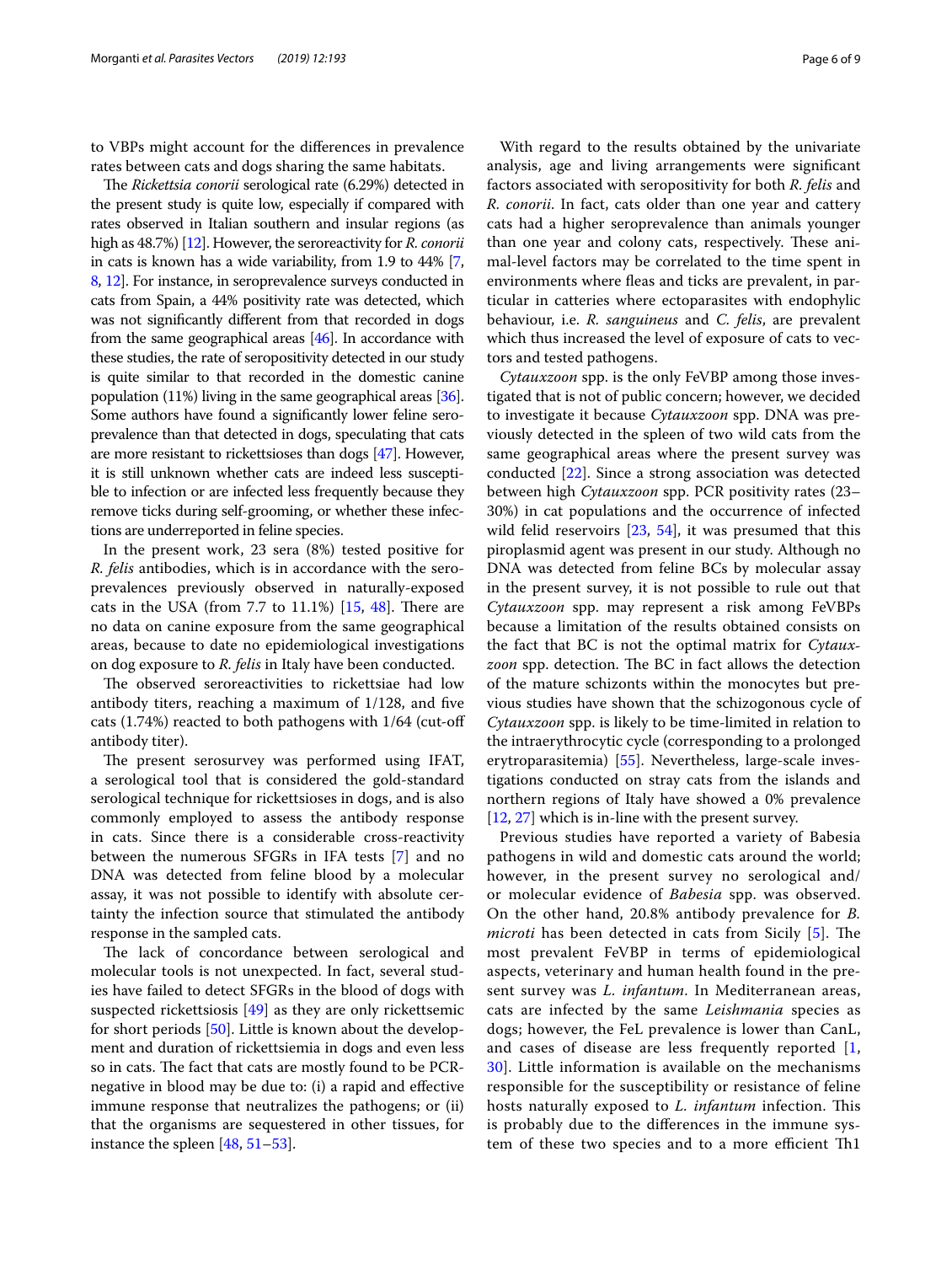to VBPs might account for the differences in prevalence rates between cats and dogs sharing the same habitats.

The *Rickettsia conorii* serological rate (6.29%) detected in the present study is quite low, especially if compared with rates observed in Italian southern and insular regions (as high as 48.7%) [12]. However, the seroreactivity for *R. conorii* in cats is known has a wide variability, from 1.9 to 44% [7, 8, 12]. For instance, in seroprevalence surveys conducted in cats from Spain, a 44% positivity rate was detected, which was not significantly different from that recorded in dogs from the same geographical areas [46]. In accordance with these studies, the rate of seropositivity detected in our study is quite similar to that recorded in the domestic canine population (11%) living in the same geographical areas [36]. Some authors have found a significantly lower feline seroprevalence than that detected in dogs, speculating that cats are more resistant to rickettsioses than dogs [47]. However, it is still unknown whether cats are indeed less susceptible to infection or are infected less frequently because they remove ticks during self-grooming, or whether these infections are underreported in feline species.

In the present work, 23 sera (8%) tested positive for *R. felis* antibodies, which is in accordance with the seroprevalences previously observed in naturally-exposed cats in the USA (from 7.7 to 11.1%) [15, 48]. There are no data on canine exposure from the same geographical areas, because to date no epidemiological investigations on dog exposure to *R. felis* in Italy have been conducted.

The observed seroreactivities to rickettsiae had low antibody titers, reaching a maximum of 1/128, and five cats (1.74%) reacted to both pathogens with 1/64 (cut-off antibody titer).

The present serosurvey was performed using IFAT, a serological tool that is considered the gold-standard serological technique for rickettsioses in dogs, and is also commonly employed to assess the antibody response in cats. Since there is a considerable cross-reactivity between the numerous SFGRs in IFA tests [7] and no DNA was detected from feline blood by a molecular assay, it was not possible to identify with absolute certainty the infection source that stimulated the antibody response in the sampled cats.

The lack of concordance between serological and molecular tools is not unexpected. In fact, several studies have failed to detect SFGRs in the blood of dogs with suspected rickettsiosis [49] as they are only rickettsemic for short periods [50]. Little is known about the development and duration of rickettsiemia in dogs and even less so in cats. The fact that cats are mostly found to be PCR-negative in blood may be due to: (i) a rapid and effective immune response that neutralizes the pathogens; or (ii) that the organisms are sequestered in other tissues, for instance the spleen [48, 51–53].

With regard to the results obtained by the univariate analysis, age and living arrangements were significant factors associated with seropositivity for both *R. felis* and *R. conorii*. In fact, cats older than one year and cattery cats had a higher seroprevalence than animals younger than one year and colony cats, respectively. These animal-level factors may be correlated to the time spent in environments where fleas and ticks are prevalent, in particular in catteries where ectoparasites with endophylic behaviour, i.e. *R. sanguineus* and *C. felis*, are prevalent which thus increased the level of exposure of cats to vectors and tested pathogens.

*Cytauxzoon* spp. is the only FeVBP among those investigated that is not of public concern; however, we decided to investigate it because *Cytauxzoon* spp. DNA was previously detected in the spleen of two wild cats from the same geographical areas where the present survey was conducted [22]. Since a strong association was detected between high *Cytauxzoon* spp. PCR positivity rates (23–30%) in cat populations and the occurrence of infected wild felid reservoirs [23, 54], it was presumed that this piroplasmid agent was present in our study. Although no DNA was detected from feline BCs by molecular assay in the present survey, it is not possible to rule out that *Cytauxzoon* spp. may represent a risk among FeVBPs because a limitation of the results obtained consists on the fact that BC is not the optimal matrix for *Cytauxzoon* spp. detection. The BC in fact allows the detection of the mature schizonts within the monocytes but previous studies have shown that the schizogonous cycle of *Cytauxzoon* spp. is likely to be time-limited in relation to the intraerythrocytic cycle (corresponding to a prolonged erytroparasitemia) [55]. Nevertheless, large-scale investigations conducted on stray cats from the islands and northern regions of Italy have showed a 0% prevalence [12, 27] which is in-line with the present survey.

Previous studies have reported a variety of Babesia pathogens in wild and domestic cats around the world; however, in the present survey no serological and/or molecular evidence of *Babesia* spp. was observed. On the other hand, 20.8% antibody prevalence for *B. microti* has been detected in cats from Sicily [5]. The most prevalent FeVBP in terms of epidemiological aspects, veterinary and human health found in the present survey was *L. infantum*. In Mediterranean areas, cats are infected by the same *Leishmania* species as dogs; however, the FeL prevalence is lower than CanL, and cases of disease are less frequently reported [1, 30]. Little information is available on the mechanisms responsible for the susceptibility or resistance of feline hosts naturally exposed to *L. infantum* infection. This is probably due to the differences in the immune system of these two species and to a more efficient Th1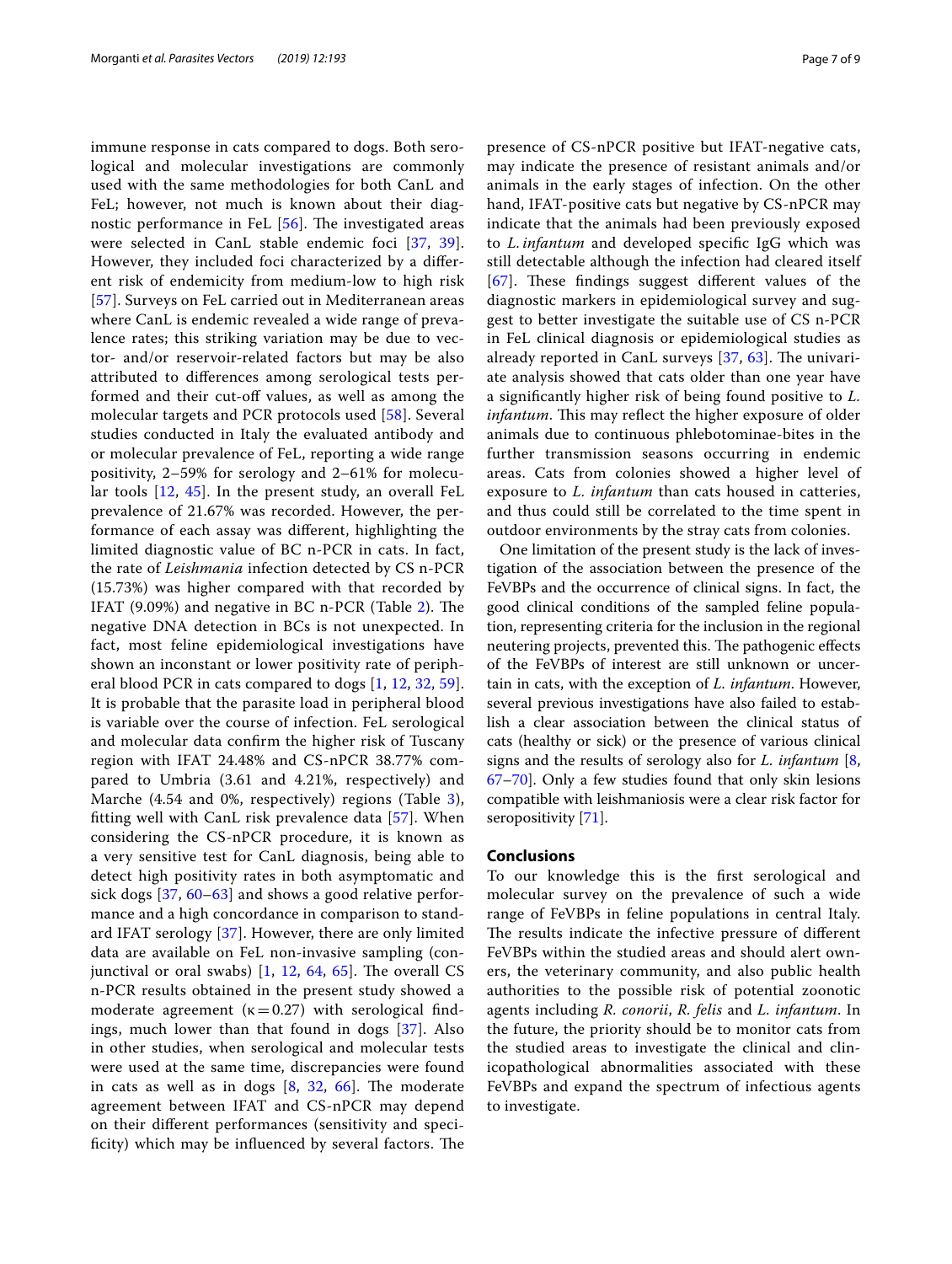immune response in cats compared to dogs. Both serological and molecular investigations are commonly used with the same methodologies for both CanL and FeL; however, not much is known about their diagnostic performance in FeL [56]. The investigated areas were selected in CanL stable endemic foci [37, 39]. However, they included foci characterized by a different risk of endemicity from medium-low to high risk [57]. Surveys on FeL carried out in Mediterranean areas where CanL is endemic revealed a wide range of prevalence rates; this striking variation may be due to vector- and/or reservoir-related factors but may be also attributed to differences among serological tests performed and their cut-off values, as well as among the molecular targets and PCR protocols used [58]. Several studies conducted in Italy the evaluated antibody and or molecular prevalence of FeL, reporting a wide range positivity, 2–59% for serology and 2–61% for molecular tools [12, 45]. In the present study, an overall FeL prevalence of 21.67% was recorded. However, the performance of each assay was different, highlighting the limited diagnostic value of BC n-PCR in cats. In fact, the rate of *Leishmania* infection detected by CS n-PCR (15.73%) was higher compared with that recorded by IFAT (9.09%) and negative in BC n-PCR (Table 2). The negative DNA detection in BCs is not unexpected. In fact, most feline epidemiological investigations have shown an inconstant or lower positivity rate of peripheral blood PCR in cats compared to dogs [1, 12, 32, 59]. It is probable that the parasite load in peripheral blood is variable over the course of infection. FeL serological and molecular data confirm the higher risk of Tuscany region with IFAT 24.48% and CS-nPCR 38.77% compared to Umbria (3.61 and 4.21%, respectively) and Marche (4.54 and 0%, respectively) regions (Table 3), fitting well with CanL risk prevalence data [57]. When considering the CS-nPCR procedure, it is known as a very sensitive test for CanL diagnosis, being able to detect high positivity rates in both asymptomatic and sick dogs [37, 60–63] and shows a good relative performance and a high concordance in comparison to standard IFAT serology [37]. However, there are only limited data are available on FeL non-invasive sampling (conjunctival or oral swabs) [1, 12, 64, 65]. The overall CS n-PCR results obtained in the present study showed a moderate agreement ($\kappa = 0.27$) with serological findings, much lower than that found in dogs [37]. Also in other studies, when serological and molecular tests were used at the same time, discrepancies were found in cats as well as in dogs [8, 32, 66]. The moderate agreement between IFAT and CS-nPCR may depend on their different performances (sensitivity and specificity) which may be influenced by several factors. The presence of CS-nPCR positive but IFAT-negative cats, may indicate the presence of resistant animals and/or animals in the early stages of infection. On the other hand, IFAT-positive cats but negative by CS-nPCR may indicate that the animals had been previously exposed to *L. infantum* and developed specific IgG which was still detectable although the infection had cleared itself [67]. These findings suggest different values of the diagnostic markers in epidemiological survey and suggest to better investigate the suitable use of CS n-PCR in FeL clinical diagnosis or epidemiological studies as already reported in CanL surveys [37, 63]. The univariate analysis showed that cats older than one year have a significantly higher risk of being found positive to *L. infantum*. This may reflect the higher exposure of older animals due to continuous phlebotominae-bites in the further transmission seasons occurring in endemic areas. Cats from colonies showed a higher level of exposure to *L. infantum* than cats housed in catteries, and thus could still be correlated to the time spent in outdoor environments by the stray cats from colonies.

One limitation of the present study is the lack of investigation of the association between the presence of the FeVBPs and the occurrence of clinical signs. In fact, the good clinical conditions of the sampled feline population, representing criteria for the inclusion in the regional neutering projects, prevented this. The pathogenic effects of the FeVBPs of interest are still unknown or uncertain in cats, with the exception of *L. infantum*. However, several previous investigations have also failed to establish a clear association between the clinical status of cats (healthy or sick) or the presence of various clinical signs and the results of serology also for *L. infantum* [8, 67–70]. Only a few studies found that only skin lesions compatible with leishmaniosis were a clear risk factor for seropositivity [71].

## Conclusions

To our knowledge this is the first serological and molecular survey on the prevalence of such a wide range of FeVBPs in feline populations in central Italy. The results indicate the infective pressure of different FeVBPs within the studied areas and should alert owners, the veterinary community, and also public health authorities to the possible risk of potential zoonotic agents including *R. conorii*, *R. felis* and *L. infantum*. In the future, the priority should be to monitor cats from the studied areas to investigate the clinical and clinicopathological abnormalities associated with these FeVBPs and expand the spectrum of infectious agents to investigate.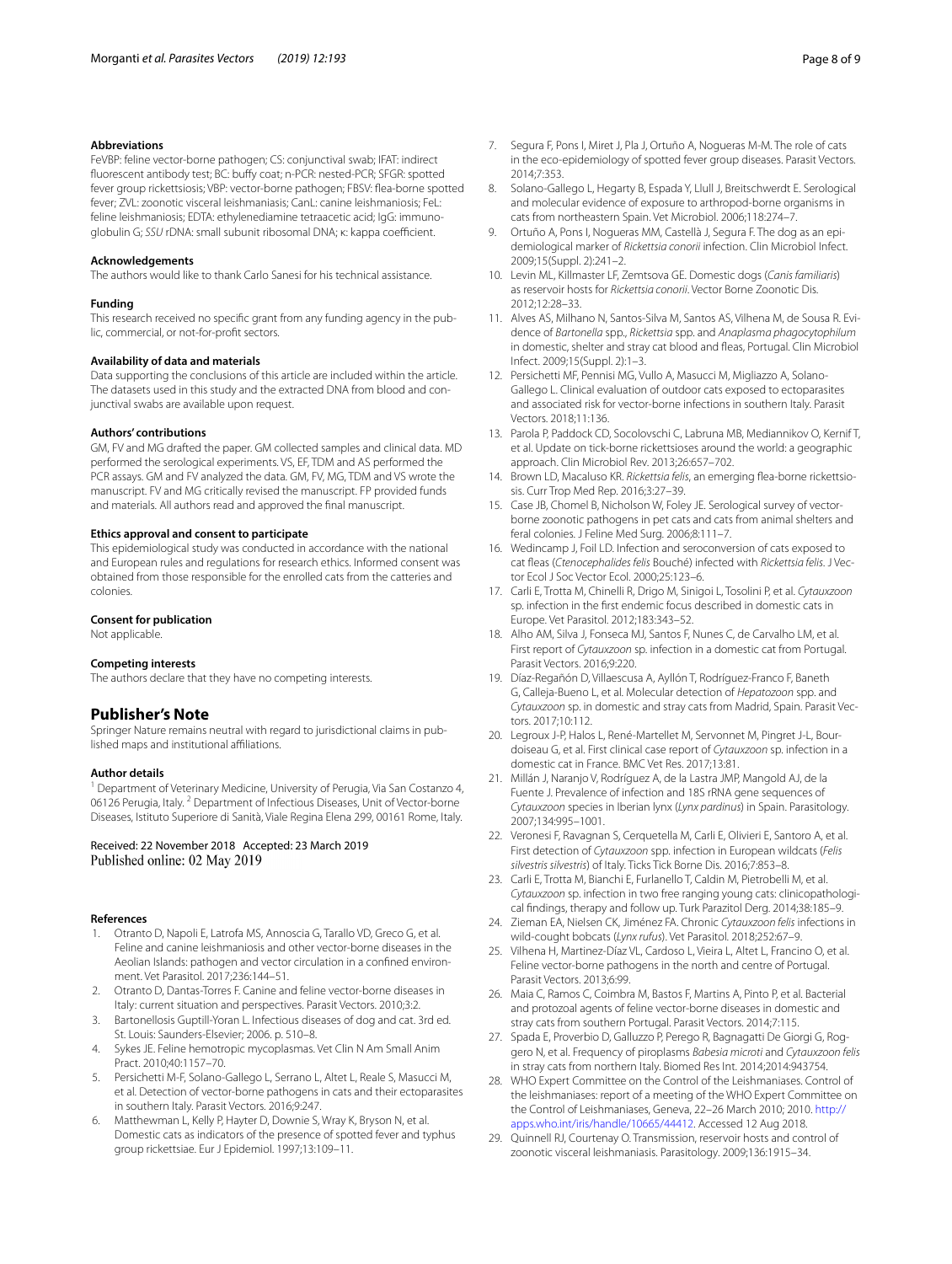### Abbreviations

FeVBP: feline vector-borne pathogen; CS: conjunctival swab; IFAT: indirect fluorescent antibody test; BC: buffy coat; n-PCR: nested-PCR; SFGR: spotted fever group rickettsiosis; VBP: vector-borne pathogen; FBSV: flea-borne spotted fever; ZVL: zoonotic visceral leishmaniasis; CanL: canine leishmaniosis; FeL: feline leishmaniosis; EDTA: ethylenediamine tetraacetic acid; IgG: immunoglobulin G; *SSU* rDNA: small subunit ribosomal DNA; κ: kappa coefficient.

### Acknowledgements

The authors would like to thank Carlo Sanesi for his technical assistance.

### Funding

This research received no specific grant from any funding agency in the public, commercial, or not-for-profit sectors.

### Availability of data and materials

Data supporting the conclusions of this article are included within the article. The datasets used in this study and the extracted DNA from blood and conjunctival swabs are available upon request.

### Authors' contributions

GM, FV and MG drafted the paper. GM collected samples and clinical data. MD performed the serological experiments. VS, EF, TDM and AS performed the PCR assays. GM and FV analyzed the data. GM, FV, MG, TDM and VS wrote the manuscript. FV and MG critically revised the manuscript. FP provided funds and materials. All authors read and approved the final manuscript.

### Ethics approval and consent to participate

This epidemiological study was conducted in accordance with the national and European rules and regulations for research ethics. Informed consent was obtained from those responsible for the enrolled cats from the catteries and colonies.

### Consent for publication

Not applicable.

### Competing interests

The authors declare that they have no competing interests.

## Publisher's Note

Springer Nature remains neutral with regard to jurisdictional claims in published maps and institutional affiliations.

### Author details

[1] Department of Veterinary Medicine, University of Perugia, Via San Costanzo 4, 06126 Perugia, Italy. [2] Department of Infectious Diseases, Unit of Vector-borne Diseases, Istituto Superiore di Sanità, Viale Regina Elena 299, 00161 Rome, Italy.

Received: 22 November 2018 Accepted: 23 March 2019
Published online: 02 May 2019

### References

1. Otranto D, Napoli E, Latrofa MS, Annoscia G, Tarallo VD, Greco G, et al. Feline and canine leishmaniosis and other vector-borne diseases in the Aeolian Islands: pathogen and vector circulation in a confined environment. Vet Parasitol. 2017;236:144–51.
2. Otranto D, Dantas-Torres F. Canine and feline vector-borne diseases in Italy: current situation and perspectives. Parasit Vectors. 2010;3:2.
3. Bartonellosis Guptill-Yoran L. Infectious diseases of dog and cat. 3rd ed. St. Louis: Saunders-Elsevier; 2006. p. 510–8.
4. Sykes JE. Feline hemotropic mycoplasmas. Vet Clin N Am Small Anim Pract. 2010;40:1157–70.
5. Persichetti M-F, Solano-Gallego L, Serrano L, Altet L, Reale S, Masucci M, et al. Detection of vector-borne pathogens in cats and their ectoparasites in southern Italy. Parasit Vectors. 2016;9:247.
6. Matthewman L, Kelly P, Hayter D, Downie S, Wray K, Bryson N, et al. Domestic cats as indicators of the presence of spotted fever and typhus group rickettsiae. Eur J Epidemiol. 1997;13:109–11.
7. Segura F, Pons I, Miret J, Pla J, Ortuño A, Nogueras M-M. The role of cats in the eco-epidemiology of spotted fever group diseases. Parasit Vectors. 2014;7:353.
8. Solano-Gallego L, Hegarty B, Espada Y, Llull J, Breitschwerdt E. Serological and molecular evidence of exposure to arthropod-borne organisms in cats from northeastern Spain. Vet Microbiol. 2006;118:274–7.
9. Ortuño A, Pons I, Nogueras MM, Castellà J, Segura F. The dog as an epidemiological marker of *Rickettsia conorii* infection. Clin Microbiol Infect. 2009;15(Suppl. 2):241–2.
10. Levin ML, Killmaster LF, Zemtsova GE. Domestic dogs (*Canis familiaris*) as reservoir hosts for *Rickettsia conorii*. Vector Borne Zoonotic Dis. 2012;12:28–33.
11. Alves AS, Milhano N, Santos-Silva M, Santos AS, Vilhena M, de Sousa R. Evidence of *Bartonella* spp., *Rickettsia* spp. and *Anaplasma phagocytophilum* in domestic, shelter and stray cat blood and fleas, Portugal. Clin Microbiol Infect. 2009;15(Suppl. 2):1–3.
12. Persichetti MF, Pennisi MG, Vullo A, Masucci M, Migliazzo A, Solano-Gallego L. Clinical evaluation of outdoor cats exposed to ectoparasites and associated risk for vector-borne infections in southern Italy. Parasit Vectors. 2018;11:136.
13. Parola P, Paddock CD, Socolovschi C, Labruna MB, Mediannikov O, Kernif T, et al. Update on tick-borne rickettsioses around the world: a geographic approach. Clin Microbiol Rev. 2013;26:657–702.
14. Brown LD, Macaluso KR. *Rickettsia felis*, an emerging flea-borne rickettsiosis. Curr Trop Med Rep. 2016;3:27–39.
15. Case JB, Chomel B, Nicholson W, Foley JE. Serological survey of vector-borne zoonotic pathogens in pet cats and cats from animal shelters and feral colonies. J Feline Med Surg. 2006;8:111–7.
16. Wedincamp J, Foil LD. Infection and seroconversion of cats exposed to cat fleas (*Ctenocephalides felis* Bouché) infected with *Rickettsia felis*. J Vector Ecol J Soc Vector Ecol. 2000;25:123–6.
17. Carli E, Trotta M, Chinelli R, Drigo M, Sinigoi L, Tosolini P, et al. *Cytauxzoon* sp. infection in the first endemic focus described in domestic cats in Europe. Vet Parasitol. 2012;183:343–52.
18. Alho AM, Silva J, Fonseca MJ, Santos F, Nunes C, de Carvalho LM, et al. First report of *Cytauxzoon* sp. infection in a domestic cat from Portugal. Parasit Vectors. 2016;9:220.
19. Díaz-Regañón D, Villaescusa A, Ayllón T, Rodríguez-Franco F, Baneth G, Calleja-Bueno L, et al. Molecular detection of *Hepatozoon* spp. and *Cytauxzoon* sp. in domestic and stray cats from Madrid, Spain. Parasit Vectors. 2017;10:112.
20. Legroux J-P, Halos L, René-Martellet M, Servonnet M, Pingret J-L, Bourdoiseau G, et al. First clinical case report of *Cytauxzoon* sp. infection in a domestic cat in France. BMC Vet Res. 2017;13:81.
21. Millán J, Naranjo V, Rodríguez A, de la Lastra JMP, Mangold AJ, de la Fuente J. Prevalence of infection and 18S rRNA gene sequences of *Cytauxzoon* species in Iberian lynx (*Lynx pardinus*) in Spain. Parasitology. 2007;134:995–1001.
22. Veronesi F, Ravagnan S, Cerquetella M, Carli E, Olivieri E, Santoro A, et al. First detection of *Cytauxzoon* spp. infection in European wildcats (*Felis silvestris silvestris*) of Italy. Ticks Tick Borne Dis. 2016;7:853–8.
23. Carli E, Trotta M, Bianchi E, Furlanello T, Caldin M, Pietrobelli M, et al. *Cytauxzoon* sp. infection in two free ranging young cats: clinicopathological findings, therapy and follow up. Turk Parazitol Derg. 2014;38:185–9.
24. Zieman EA, Nielsen CK, Jiménez FA. Chronic *Cytauxzoon felis* infections in wild-caught bobcats (*Lynx rufus*). Vet Parasitol. 2018;252:67–9.
25. Vilhena H, Martinez-Díaz VL, Cardoso L, Vieira L, Altet L, Francino O, et al. Feline vector-borne pathogens in the north and centre of Portugal. Parasit Vectors. 2013;6:99.
26. Maia C, Ramos C, Coimbra M, Bastos F, Martins A, Pinto P, et al. Bacterial and protozoal agents of feline vector-borne diseases in domestic and stray cats from southern Portugal. Parasit Vectors. 2014;7:115.
27. Spada E, Proverbio D, Galluzzo P, Perego R, Bagnagatti De Giorgi G, Roggero N, et al. Frequency of piroplasms *Babesia microti* and *Cytauxzoon felis* in stray cats from northern Italy. Biomed Res Int. 2014;2014:943754.
28. WHO Expert Committee on the Control of the Leishmaniases. Control of the leishmaniases: report of a meeting of the WHO Expert Committee on the Control of Leishmaniases, Geneva, 22–26 March 2010; 2010. http://apps.who.int/iris/handle/10665/44412. Accessed 12 Aug 2018.
29. Quinnell RJ, Courtenay O. Transmission, reservoir hosts and control of zoonotic visceral leishmaniasis. Parasitology. 2009;136:1915–34.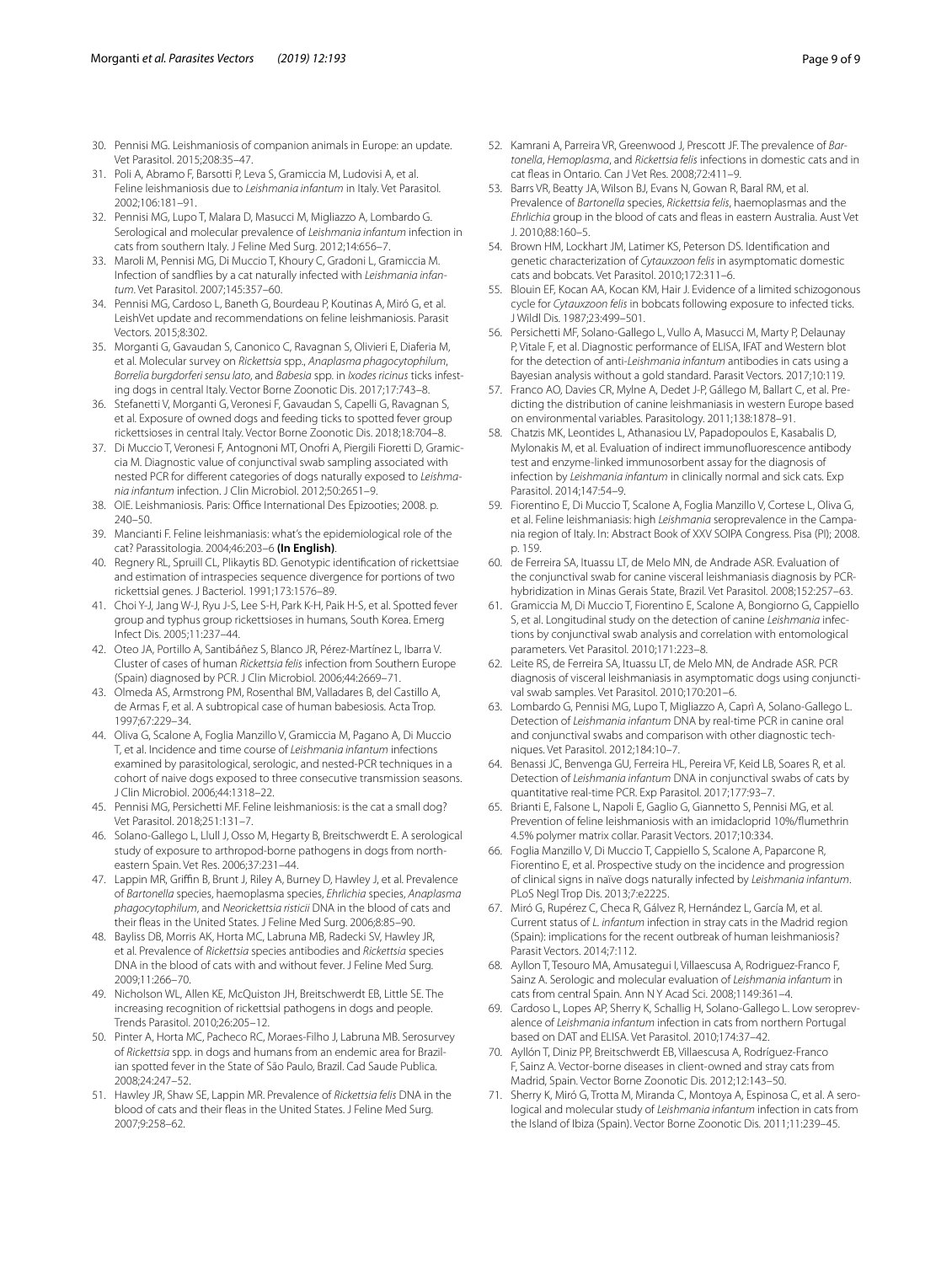30. Pennisi MG. Leishmaniosis of companion animals in Europe: an update. Vet Parasitol. 2015;208:35–47.
31. Poli A, Abramo F, Barsotti P, Leva S, Gramiccia M, Ludovisi A, et al. Feline leishmaniosis due to *Leishmania infantum* in Italy. Vet Parasitol. 2002;106:181–91.
32. Pennisi MG, Lupo T, Malara D, Masucci M, Migliazzo A, Lombardo G. Serological and molecular prevalence of *Leishmania infantum* infection in cats from southern Italy. J Feline Med Surg. 2012;14:656–7.
33. Maroli M, Pennisi MG, Di Muccio T, Khoury C, Gradoni L, Gramiccia M. Infection of sandflies by a cat naturally infected with *Leishmania infantum*. Vet Parasitol. 2007;145:357–60.
34. Pennisi MG, Cardoso L, Baneth G, Bourdeau P, Koutinas A, Miró G, et al. LeishVet update and recommendations on feline leishmaniosis. Parasit Vectors. 2015;8:302.
35. Morganti G, Gavaudan S, Canonico C, Ravagnan S, Olivieri E, Diaferia M, et al. Molecular survey on *Rickettsia* spp., *Anaplasma phagocytophilum*, *Borrelia burgdorferi sensu lato*, and *Babesia* spp. in *Ixodes ricinus* ticks infesting dogs in central Italy. Vector Borne Zoonotic Dis. 2017;17:743–8.
36. Stefanetti V, Morganti G, Veronesi F, Gavaudan S, Capelli G, Ravagnan S, et al. Exposure of owned dogs and feeding ticks to spotted fever group rickettsioses in central Italy. Vector Borne Zoonotic Dis. 2018;18:704–8.
37. Di Muccio T, Veronesi F, Antognoni MT, Onofri A, Piergili Fioretti D, Gramiccia M. Diagnostic value of conjunctival swab sampling associated with nested PCR for different categories of dogs naturally exposed to *Leishmania infantum* infection. J Clin Microbiol. 2012;50:2651–9.
38. OIE. Leishmaniosis. Paris: Office International Des Epizooties; 2008. p. 240–50.
39. Mancianti F. Feline leishmaniasis: what's the epidemiological role of the cat? Parassitologia. 2004;46:203–6 **(In English)**.
40. Regnery RL, Spruill CL, Plikaytis BD. Genotypic identification of rickettsiae and estimation of intraspecies sequence divergence for portions of two rickettsial genes. J Bacteriol. 1991;173:1576–89.
41. Choi Y-J, Jang W-J, Ryu J-S, Lee S-H, Park K-H, Paik H-S, et al. Spotted fever group and typhus group rickettsioses in humans, South Korea. Emerg Infect Dis. 2005;11:237–44.
42. Oteo JA, Portillo A, Santibáñez S, Blanco JR, Pérez-Martínez L, Ibarra V. Cluster of cases of human *Rickettsia felis* infection from Southern Europe (Spain) diagnosed by PCR. J Clin Microbiol. 2006;44:2669–71.
43. Olmeda AS, Armstrong PM, Rosenthal BM, Valladares B, del Castillo A, de Armas F, et al. A subtropical case of human babesiosis. Acta Trop. 1997;67:229–34.
44. Oliva G, Scalone A, Foglia Manzillo V, Gramiccia M, Pagano A, Di Muccio T, et al. Incidence and time course of *Leishmania infantum* infections examined by parasitological, serologic, and nested-PCR techniques in a cohort of naive dogs exposed to three consecutive transmission seasons. J Clin Microbiol. 2006;44:1318–22.
45. Pennisi MG, Persichetti MF. Feline leishmaniosis: is the cat a small dog? Vet Parasitol. 2018;251:131–7.
46. Solano-Gallego L, Llull J, Osso M, Hegarty B, Breitschwerdt E. A serological study of exposure to arthropod-borne pathogens in dogs from northeastern Spain. Vet Res. 2006;37:231–44.
47. Lappin MR, Griffin B, Brunt J, Riley A, Burney D, Hawley J, et al. Prevalence of *Bartonella* species, haemoplasma species, *Ehrlichia* species, *Anaplasma phagocytophilum*, and *Neorickettsia risticii* DNA in the blood of cats and their fleas in the United States. J Feline Med Surg. 2006;8:85–90.
48. Bayliss DB, Morris AK, Horta MC, Labruna MB, Radecki SV, Hawley JR, et al. Prevalence of *Rickettsia* species antibodies and *Rickettsia* species DNA in the blood of cats with and without fever. J Feline Med Surg. 2009;11:266–70.
49. Nicholson WL, Allen KE, McQuiston JH, Breitschwerdt EB, Little SE. The increasing recognition of rickettsial pathogens in dogs and people. Trends Parasitol. 2010;26:205–12.
50. Pinter A, Horta MC, Pacheco RC, Moraes-Filho J, Labruna MB. Serosurvey of *Rickettsia* spp. in dogs and humans from an endemic area for Brazilian spotted fever in the State of São Paulo, Brazil. Cad Saude Publica. 2008;24:247–52.
51. Hawley JR, Shaw SE, Lappin MR. Prevalence of *Rickettsia felis* DNA in the blood of cats and their fleas in the United States. J Feline Med Surg. 2007;9:258–62.
52. Kamrani A, Parreira VR, Greenwood J, Prescott JF. The prevalence of *Bartonella*, *Hemoplasma*, and *Rickettsia felis* infections in domestic cats and in cat fleas in Ontario. Can J Vet Res. 2008;72:411–9.
53. Barrs VR, Beatty JA, Wilson BJ, Evans N, Gowan R, Baral RM, et al. Prevalence of *Bartonella* species, *Rickettsia felis*, haemoplasmas and the *Ehrlichia* group in the blood of cats and fleas in eastern Australia. Aust Vet J. 2010;88:160–5.
54. Brown HM, Lockhart JM, Latimer KS, Peterson DS. Identification and genetic characterization of *Cytauxzoon felis* in asymptomatic domestic cats and bobcats. Vet Parasitol. 2010;172:311–6.
55. Blouin EF, Kocan AA, Kocan KM, Hair J. Evidence of a limited schizogonous cycle for *Cytauxzoon felis* in bobcats following exposure to infected ticks. J Wildl Dis. 1987;23:499–501.
56. Persichetti MF, Solano-Gallego L, Vullo A, Masucci M, Marty P, Delaunay P, Vitale F, et al. Diagnostic performance of ELISA, IFAT and Western blot for the detection of anti-*Leishmania infantum* antibodies in cats using a Bayesian analysis without a gold standard. Parasit Vectors. 2017;10:119.
57. Franco AO, Davies CR, Mylne A, Dedet J-P, Gállego M, Ballart C, et al. Predicting the distribution of canine leishmaniasis in western Europe based on environmental variables. Parasitology. 2011;138:1878–91.
58. Chatzis MK, Leontides L, Athanasiou LV, Papadopoulos E, Kasabalis D, Mylonakis M, et al. Evaluation of indirect immunofluorescence antibody test and enzyme-linked immunosorbent assay for the diagnosis of infection by *Leishmania infantum* in clinically normal and sick cats. Exp Parasitol. 2014;147:54–9.
59. Fiorentino E, Di Muccio T, Scalone A, Foglia Manzillo V, Cortese L, Oliva G, et al. Feline leishmaniasis: high *Leishmania* seroprevalence in the Campania region of Italy. In: Abstract Book of XXV SOIPA Congress. Pisa (PI); 2008. p. 159.
60. de Ferreira SA, Ituassu LT, de Melo MN, de Andrade ASR. Evaluation of the conjunctival swab for canine visceral leishmaniasis diagnosis by PCR-hybridization in Minas Gerais State, Brazil. Vet Parasitol. 2008;152:257–63.
61. Gramiccia M, Di Muccio T, Fiorentino E, Scalone A, Bongiorno G, Cappiello S, et al. Longitudinal study on the detection of canine *Leishmania* infections by conjunctival swab analysis and correlation with entomological parameters. Vet Parasitol. 2010;171:223–8.
62. Leite RS, de Ferreira SA, Ituassu LT, de Melo MN, de Andrade ASR. PCR diagnosis of visceral leishmaniasis in asymptomatic dogs using conjunctival swab samples. Vet Parasitol. 2010;170:201–6.
63. Lombardo G, Pennisi MG, Lupo T, Migliazzo A, Caprì A, Solano-Gallego L. Detection of *Leishmania infantum* DNA by real-time PCR in canine oral and conjunctival swabs and comparison with other diagnostic techniques. Vet Parasitol. 2012;184:10–7.
64. Benassi JC, Benvenga GU, Ferreira HL, Pereira VF, Keid LB, Soares R, et al. Detection of *Leishmania infantum* DNA in conjunctival swabs of cats by quantitative real-time PCR. Exp Parasitol. 2017;177:93–7.
65. Brianti E, Falsone L, Napoli E, Gaglio G, Giannetto S, Pennisi MG, et al. Prevention of feline leishmaniosis with an imidacloprid 10%/flumethrin 4.5% polymer matrix collar. Parasit Vectors. 2017;10:334.
66. Foglia Manzillo V, Di Muccio T, Cappiello S, Scalone A, Paparcone R, Fiorentino E, et al. Prospective study on the incidence and progression of clinical signs in naïve dogs naturally infected by *Leishmania infantum*. PLoS Negl Trop Dis. 2013;7:e2225.
67. Miró G, Rupérez C, Checa R, Gálvez R, Hernández L, García M, et al. Current status of *L. infantum* infection in stray cats in the Madrid region (Spain): implications for the recent outbreak of human leishmaniosis? Parasit Vectors. 2014;7:112.
68. Ayllon T, Tesouro MA, Amusategui I, Villaescusa A, Rodriguez-Franco F, Sainz A. Serologic and molecular evaluation of *Leishmania infantum* in cats from central Spain. Ann N Y Acad Sci. 2008;1149:361–4.
69. Cardoso L, Lopes AP, Sherry K, Schallig H, Solano-Gallego L. Low seroprevalence of *Leishmania infantum* infection in cats from northern Portugal based on DAT and ELISA. Vet Parasitol. 2010;174:37–42.
70. Ayllón T, Diniz PP, Breitschwerdt EB, Villaescusa A, Rodríguez-Franco F, Sainz A. Vector-borne diseases in client-owned and stray cats from Madrid, Spain. Vector Borne Zoonotic Dis. 2012;12:143–50.
71. Sherry K, Miró G, Trotta M, Miranda C, Montoya A, Espinosa C, et al. A serological and molecular study of *Leishmania infantum* infection in cats from the Island of Ibiza (Spain). Vector Borne Zoonotic Dis. 2011;11:239–45.